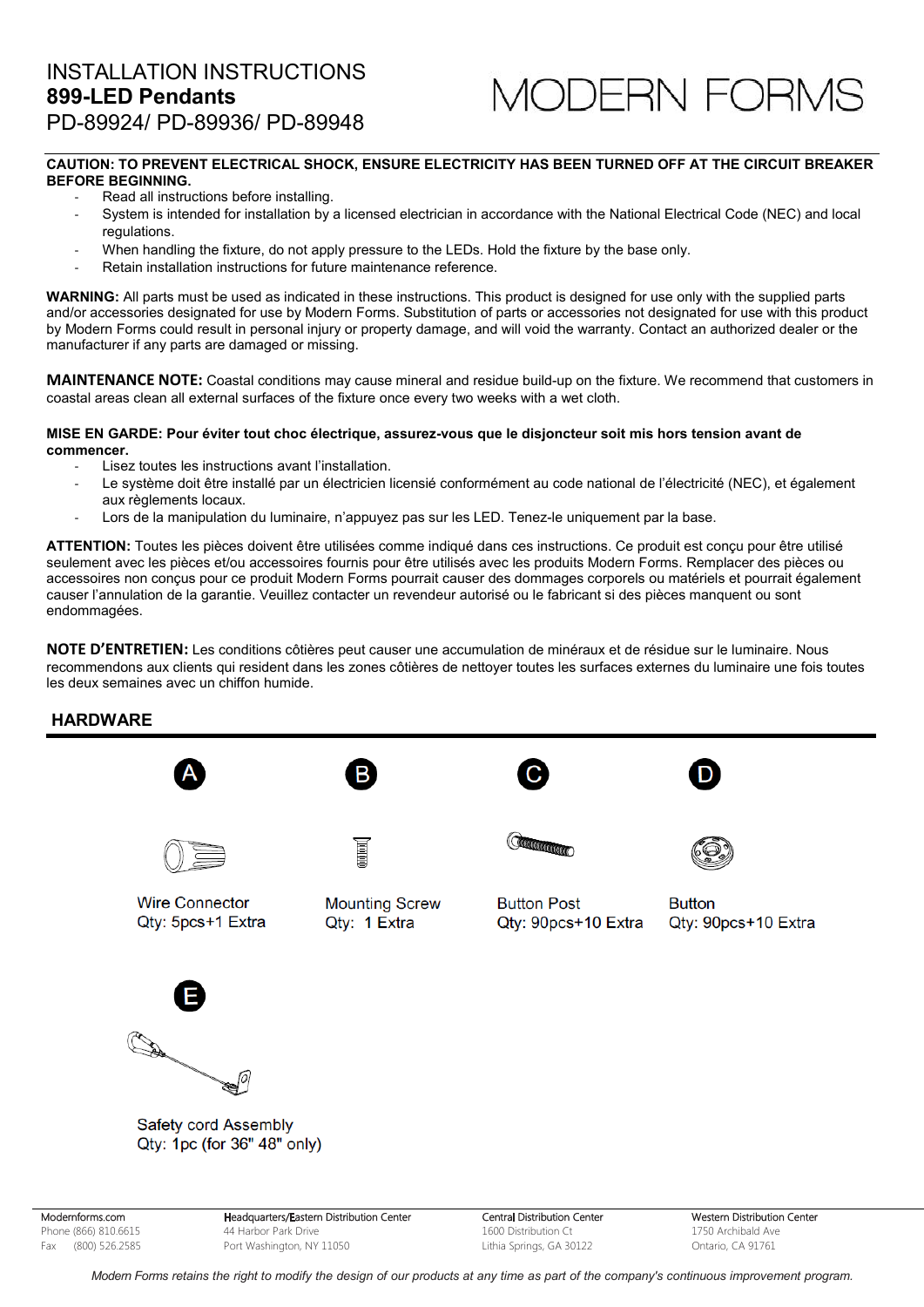# INSTALLATION INSTRUCTIONS
## 899-LED Pendants
PD-89924/ PD-89936/ PD-89948

MODERN FORMS

**CAUTION: TO PREVENT ELECTRICAL SHOCK, ENSURE ELECTRICITY HAS BEEN TURNED OFF AT THE CIRCUIT BREAKER BEFORE BEGINNING.**

- Read all instructions before installing.
- System is intended for installation by a licensed electrician in accordance with the National Electrical Code (NEC) and local regulations.
- When handling the fixture, do not apply pressure to the LEDs. Hold the fixture by the base only.
- Retain installation instructions for future maintenance reference.

**WARNING:** All parts must be used as indicated in these instructions. This product is designed for use only with the supplied parts and/or accessories designated for use by Modern Forms. Substitution of parts or accessories not designated for use with this product by Modern Forms could result in personal injury or property damage, and will void the warranty. Contact an authorized dealer or the manufacturer if any parts are damaged or missing.

**MAINTENANCE NOTE:** Coastal conditions may cause mineral and residue build-up on the fixture. We recommend that customers in coastal areas clean all external surfaces of the fixture once every two weeks with a wet cloth.

**MISE EN GARDE: Pour éviter tout choc électrique, assurez-vous que le disjoncteur soit mis hors tension avant de commencer.**

- Lisez toutes les instructions avant l'installation.
- Le système doit être installé par un électricien licensié conformément au code national de l'électricité (NEC), et également aux règlements locaux.
- Lors de la manipulation du luminaire, n'appuyez pas sur les LED. Tenez-le uniquement par la base.

**ATTENTION:** Toutes les pièces doivent être utilisées comme indiqué dans ces instructions. Ce produit est conçu pour être utilisé seulement avec les pièces et/ou accessoires fournis pour être utilisés avec les produits Modern Forms. Remplacer des pièces ou accessoires non conçus pour ce produit Modern Forms pourrait causer des dommages corporels ou matériels et pourrait également causer l'annulation de la garantie. Veuillez contacter un revendeur autorisé ou le fabricant si des pièces manquent ou sont endommagées.

**NOTE D'ENTRETIEN:** Les conditions côtières peut causer une accumulation de minéraux et de résidue sur le luminaire. Nous recommendons aux clients qui resident dans les zones côtières de nettoyer toutes les surfaces externes du luminaire une fois toutes les deux semaines avec un chiffon humide.

## HARDWARE

**A** – Wire Connector
Qty: 5pcs+1 Extra

**B** – Mounting Screw
Qty: 1 Extra

**C** – Button Post
Qty: 90pcs+10 Extra

**D** – Button
Qty: 90pcs+10 Extra

**E** – Safety cord Assembly
Qty: 1pc (for 36" 48" only)

Modernforms.com
Phone (866) 810.6615
Fax (800) 526.2585

Headquarters/Eastern Distribution Center
44 Harbor Park Drive
Port Washington, NY 11050

Central Distribution Center
1600 Distribution Ct
Lithia Springs, GA 30122

Western Distribution Center
1750 Archibald Ave
Ontario, CA 91761

*Modern Forms retains the right to modify the design of our products at any time as part of the company's continuous improvement program.*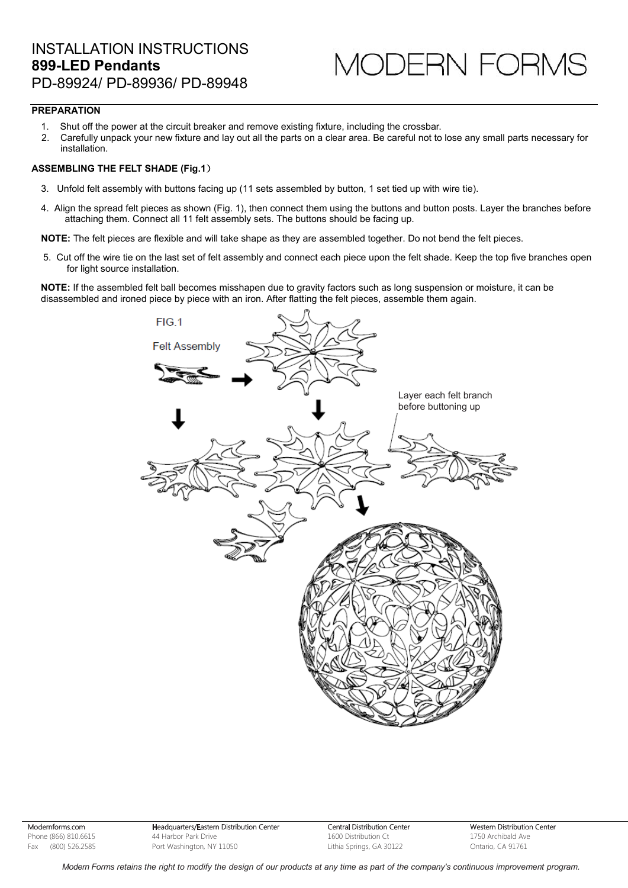# INSTALLATION INSTRUCTIONS
## 899-LED Pendants
PD-89924/ PD-89936/ PD-89948

MODERN FORMS

**PREPARATION**

1. Shut off the power at the circuit breaker and remove existing fixture, including the crossbar.
2. Carefully unpack your new fixture and lay out all the parts on a clear area. Be careful not to lose any small parts necessary for installation.

**ASSEMBLING THE FELT SHADE (Fig.1)**

3. Unfold felt assembly with buttons facing up (11 sets assembled by button, 1 set tied up with wire tie).

4. Align the spread felt pieces as shown (Fig. 1), then connect them using the buttons and button posts. Layer the branches before attaching them. Connect all 11 felt assembly sets. The buttons should be facing up.

**NOTE:** The felt pieces are flexible and will take shape as they are assembled together. Do not bend the felt pieces.

5. Cut off the wire tie on the last set of felt assembly and connect each piece upon the felt shade. Keep the top five branches open for light source installation.

**NOTE:** If the assembled felt ball becomes misshapen due to gravity factors such as long suspension or moisture, it can be disassembled and ironed piece by piece with an iron. After flatting the felt pieces, assemble them again.

FIG.1

Felt Assembly

Layer each felt branch before buttoning up

Modernforms.com
Phone (866) 810.6615
Fax (800) 526.2585

Headquarters/Eastern Distribution Center
44 Harbor Park Drive
Port Washington, NY 11050

Central Distribution Center
1600 Distribution Ct
Lithia Springs, GA 30122

Western Distribution Center
1750 Archibald Ave
Ontario, CA 91761

*Modern Forms retains the right to modify the design of our products at any time as part of the company's continuous improvement program.*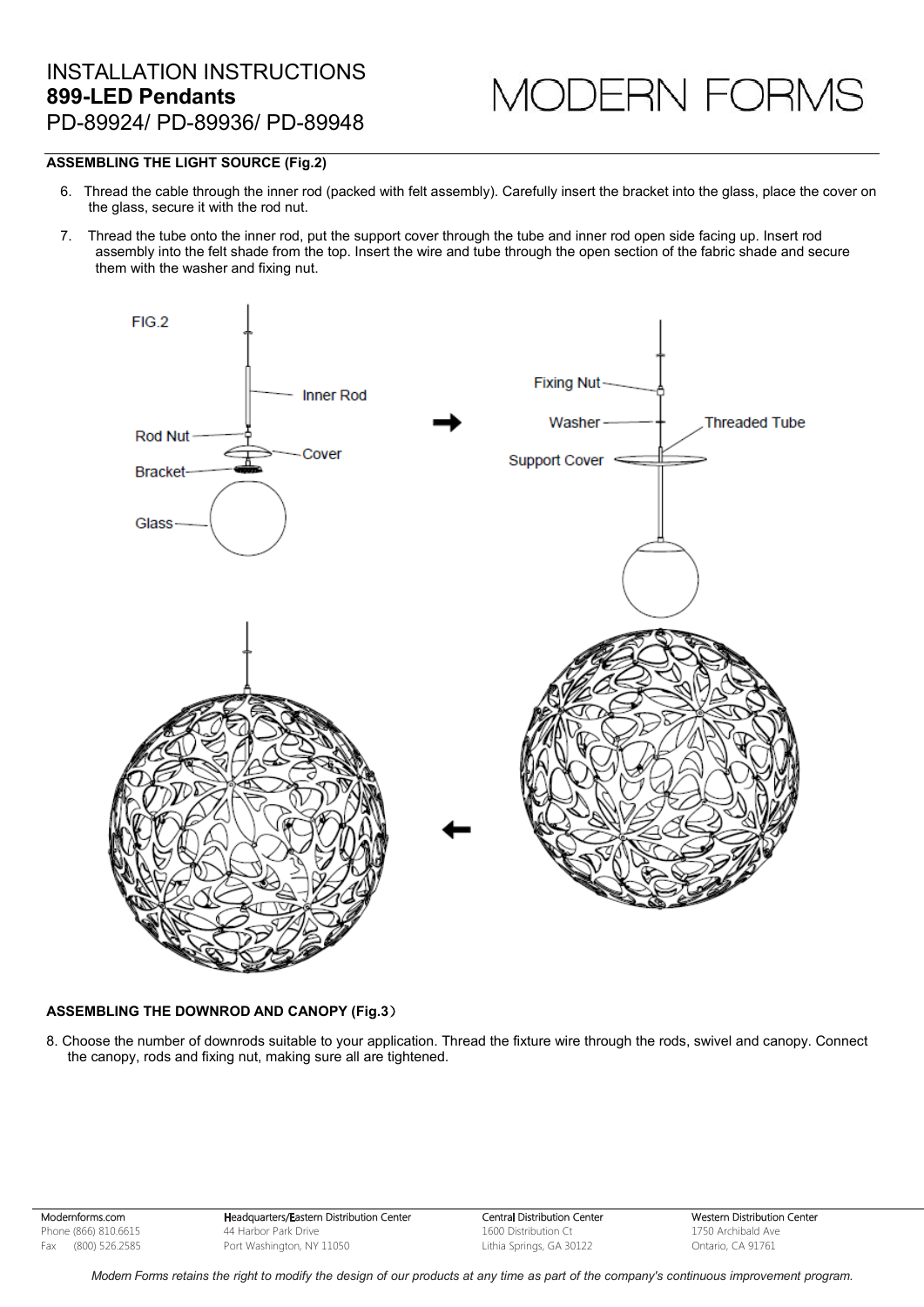INSTALLATION INSTRUCTIONS
**899-LED Pendants**
PD-89924/ PD-89936/ PD-89948

MODERN FORMS

**ASSEMBLING THE LIGHT SOURCE (Fig.2)**

6. Thread the cable through the inner rod (packed with felt assembly). Carefully insert the bracket into the glass, place the cover on the glass, secure it with the rod nut.

7. Thread the tube onto the inner rod, put the support cover through the tube and inner rod open side facing up. Insert rod assembly into the felt shade from the top. Insert the wire and tube through the open section of the fabric shade and secure them with the washer and fixing nut.

FIG.2

Inner Rod
Rod Nut
Cover
Bracket
Glass
Fixing Nut
Washer
Threaded Tube
Support Cover

**ASSEMBLING THE DOWNROD AND CANOPY (Fig.3)**

8. Choose the number of downrods suitable to your application. Thread the fixture wire through the rods, swivel and canopy. Connect the canopy, rods and fixing nut, making sure all are tightened.

Modernforms.com
Phone (866) 810.6615
Fax (800) 526.2585

Headquarters/Eastern Distribution Center
44 Harbor Park Drive
Port Washington, NY 11050

Central Distribution Center
1600 Distribution Ct
Lithia Springs, GA 30122

Western Distribution Center
1750 Archibald Ave
Ontario, CA 91761

*Modern Forms retains the right to modify the design of our products at any time as part of the company's continuous improvement program.*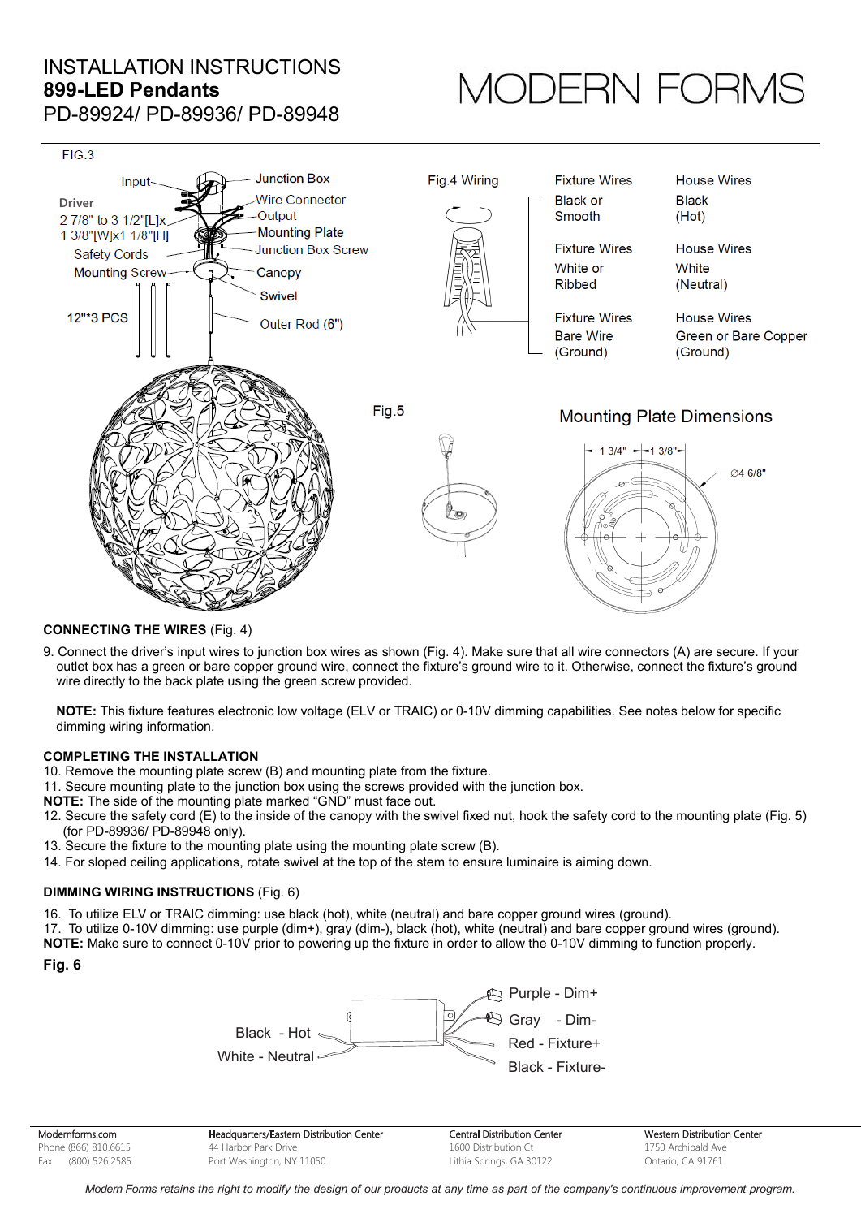# INSTALLATION INSTRUCTIONS
## 899-LED Pendants
PD-89924/ PD-89936/ PD-89948

MODERN FORMS

FIG.3

Input
Junction Box
Driver
Wire Connector
2 7/8" to 3 1/2"[L]x
Output
1 3/8"[W]x1 1/8"[H]
Mounting Plate
Safety Cords
Junction Box Screw
Mounting Screw
Canopy
Swivel
12""3 PCS
Outer Rod (6")

Fig.4 Wiring

Fixture Wires
Black or
Smooth

House Wires
Black
(Hot)

Fixture Wires
White or
Ribbed

House Wires
White
(Neutral)

Fixture Wires
Bare Wire
(Ground)

House Wires
Green or Bare Copper
(Ground)

Fig.5

Mounting Plate Dimensions

1 3/4"
1 3/8"
Ø4 6/8"

**CONNECTING THE WIRES** (Fig. 4)

9. Connect the driver's input wires to junction box wires as shown (Fig. 4). Make sure that all wire connectors (A) are secure. If your outlet box has a green or bare copper ground wire, connect the fixture's ground wire to it. Otherwise, connect the fixture's ground wire directly to the back plate using the green screw provided.

**NOTE:** This fixture features electronic low voltage (ELV or TRAIC) or 0-10V dimming capabilities. See notes below for specific dimming wiring information.

**COMPLETING THE INSTALLATION**

10. Remove the mounting plate screw (B) and mounting plate from the fixture.
11. Secure mounting plate to the junction box using the screws provided with the junction box.

**NOTE:** The side of the mounting plate marked "GND" must face out.

12. Secure the safety cord (E) to the inside of the canopy with the swivel fixed nut, hook the safety cord to the mounting plate (Fig. 5) (for PD-89936/ PD-89948 only).
13. Secure the fixture to the mounting plate using the mounting plate screw (B).
14. For sloped ceiling applications, rotate swivel at the top of the stem to ensure luminaire is aiming down.

**DIMMING WIRING INSTRUCTIONS** (Fig. 6)

16. To utilize ELV or TRAIC dimming: use black (hot), white (neutral) and bare copper ground wires (ground).
17. To utilize 0-10V dimming: use purple (dim+), gray (dim-), black (hot), white (neutral) and bare copper ground wires (ground).

**NOTE:** Make sure to connect 0-10V prior to powering up the fixture in order to allow the 0-10V dimming to function properly.

**Fig. 6**

Black - Hot
White - Neutral
Purple - Dim+
Gray - Dim-
Red - Fixture+
Black - Fixture-

Modernforms.com
Phone (866) 810.6615
Fax (800) 526.2585

Headquarters/Eastern Distribution Center
44 Harbor Park Drive
Port Washington, NY 11050

Central Distribution Center
1600 Distribution Ct
Lithia Springs, GA 30122

Western Distribution Center
1750 Archibald Ave
Ontario, CA 91761

*Modern Forms retains the right to modify the design of our products at any time as part of the company's continuous improvement program.*